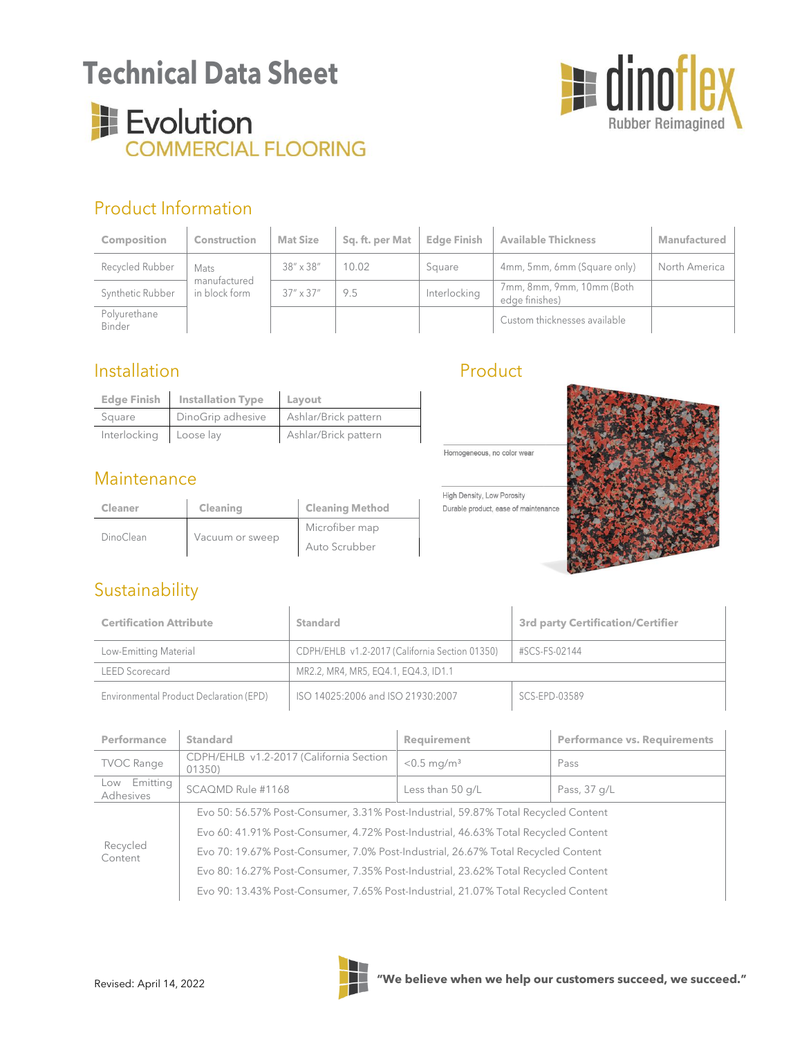# Technical Data Sheet

# Evolution
## COMMERCIAL FLOORING

dinoflex
Rubber Reimagined

## Product Information

| Composition | Construction | Mat Size | Sq. ft. per Mat | Edge Finish | Available Thickness | Manufactured |
|---|---|---|---|---|---|---|
| Recycled Rubber | Mats manufactured in block form | 38″ x 38″ | 10.02 | Square | 4mm, 5mm, 6mm (Square only) | North America |
| Synthetic Rubber | | 37″ x 37″ | 9.5 | Interlocking | 7mm, 8mm, 9mm, 10mm (Both edge finishes) | |
| Polyurethane Binder | | | | | Custom thicknesses available | |

## Installation

| Edge Finish | Installation Type | Layout |
|---|---|---|
| Square | DinoGrip adhesive | Ashlar/Brick pattern |
| Interlocking | Loose lay | Ashlar/Brick pattern |

## Maintenance

| Cleaner | Cleaning | Cleaning Method |
|---|---|---|
| DinoClean | Vacuum or sweep | Microfiber map |
| | | Auto Scrubber |

## Product

Homogeneous, no color wear

High Density, Low Porosity
Durable product, ease of maintenance

## Sustainability

| Certification Attribute | Standard | 3rd party Certification/Certifier |
|---|---|---|
| Low-Emitting Material | CDPH/EHLB v1.2-2017 (California Section 01350) | #SCS-FS-02144 |
| LEED Scorecard | MR2.2, MR4, MR5, EQ4.1, EQ4.3, ID1.1 | |
| Environmental Product Declaration (EPD) | ISO 14025:2006 and ISO 21930:2007 | SCS-EPD-03589 |

| Performance | Standard | Requirement | Performance vs. Requirements |
|---|---|---|---|
| TVOC Range | CDPH/EHLB v1.2-2017 (California Section 01350) | <0.5 mg/m³ | Pass |
| Low Emitting Adhesives | SCAQMD Rule #1168 | Less than 50 g/L | Pass, 37 g/L |
| Recycled Content | Evo 50: 56.57% Post-Consumer, 3.31% Post-Industrial, 59.87% Total Recycled Content | | |
| | Evo 60: 41.91% Post-Consumer, 4.72% Post-Industrial, 46.63% Total Recycled Content | | |
| | Evo 70: 19.67% Post-Consumer, 7.0% Post-Industrial, 26.67% Total Recycled Content | | |
| | Evo 80: 16.27% Post-Consumer, 7.35% Post-Industrial, 23.62% Total Recycled Content | | |
| | Evo 90: 13.43% Post-Consumer, 7.65% Post-Industrial, 21.07% Total Recycled Content | | |

Revised: April 14, 2022

**"We believe when we help our customers succeed, we succeed."**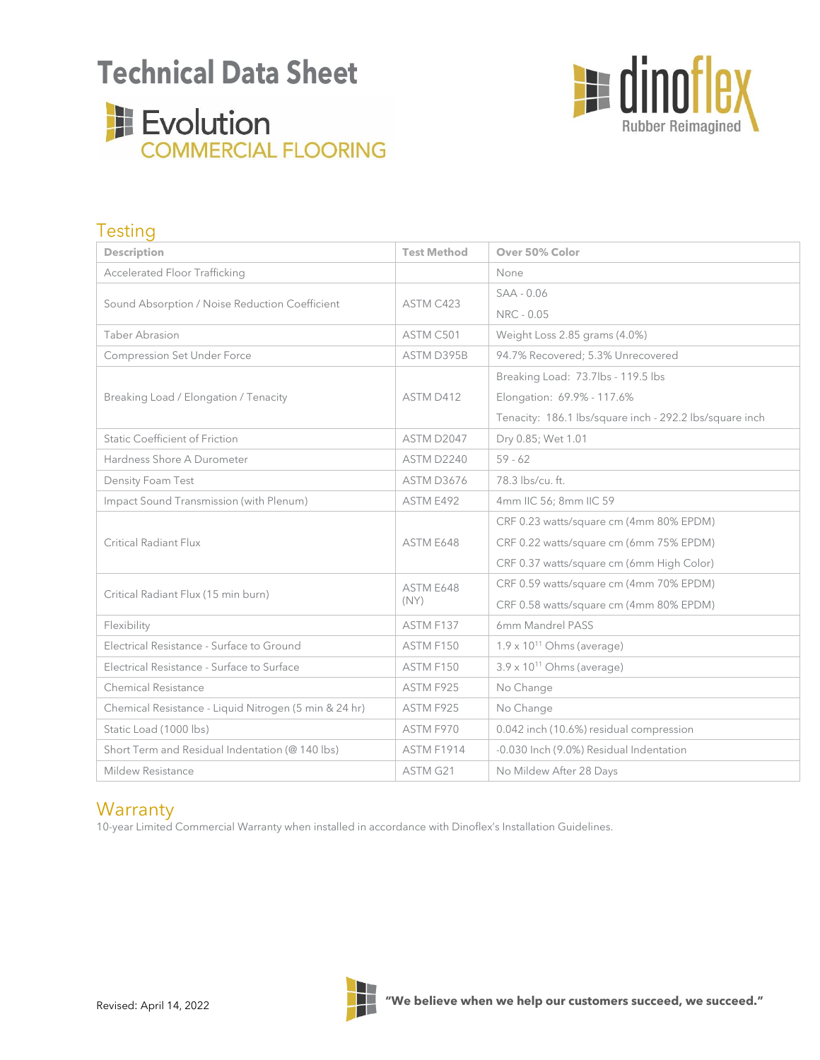# Technical Data Sheet

Evolution
COMMERCIAL FLOORING

dinoflex
Rubber Reimagined

## Testing

| Description | Test Method | Over 50% Color |
|---|---|---|
| Accelerated Floor Trafficking | | None |
| Sound Absorption / Noise Reduction Coefficient | ASTM C423 | SAA - 0.06<br>NRC - 0.05 |
| Taber Abrasion | ASTM C501 | Weight Loss 2.85 grams (4.0%) |
| Compression Set Under Force | ASTM D395B | 94.7% Recovered; 5.3% Unrecovered |
| Breaking Load / Elongation / Tenacity | ASTM D412 | Breaking Load: 73.7lbs - 119.5 lbs<br>Elongation: 69.9% - 117.6%<br>Tenacity: 186.1 lbs/square inch - 292.2 lbs/square inch |
| Static Coefficient of Friction | ASTM D2047 | Dry 0.85; Wet 1.01 |
| Hardness Shore A Durometer | ASTM D2240 | 59 - 62 |
| Density Foam Test | ASTM D3676 | 78.3 lbs/cu. ft. |
| Impact Sound Transmission (with Plenum) | ASTM E492 | 4mm IIC 56; 8mm IIC 59 |
| Critical Radiant Flux | ASTM E648 | CRF 0.23 watts/square cm (4mm 80% EPDM)<br>CRF 0.22 watts/square cm (6mm 75% EPDM)<br>CRF 0.37 watts/square cm (6mm High Color) |
| Critical Radiant Flux (15 min burn) | ASTM E648 (NY) | CRF 0.59 watts/square cm (4mm 70% EPDM)<br>CRF 0.58 watts/square cm (4mm 80% EPDM) |
| Flexibility | ASTM F137 | 6mm Mandrel PASS |
| Electrical Resistance - Surface to Ground | ASTM F150 | $1.9 \times 10^{11}$ Ohms (average) |
| Electrical Resistance - Surface to Surface | ASTM F150 | $3.9 \times 10^{11}$ Ohms (average) |
| Chemical Resistance | ASTM F925 | No Change |
| Chemical Resistance - Liquid Nitrogen (5 min & 24 hr) | ASTM F925 | No Change |
| Static Load (1000 lbs) | ASTM F970 | 0.042 inch (10.6%) residual compression |
| Short Term and Residual Indentation (@ 140 lbs) | ASTM F1914 | -0.030 Inch (9.0%) Residual Indentation |
| Mildew Resistance | ASTM G21 | No Mildew After 28 Days |

## Warranty

10-year Limited Commercial Warranty when installed in accordance with Dinoflex's Installation Guidelines.

Revised: April 14, 2022

**"We believe when we help our customers succeed, we succeed."**